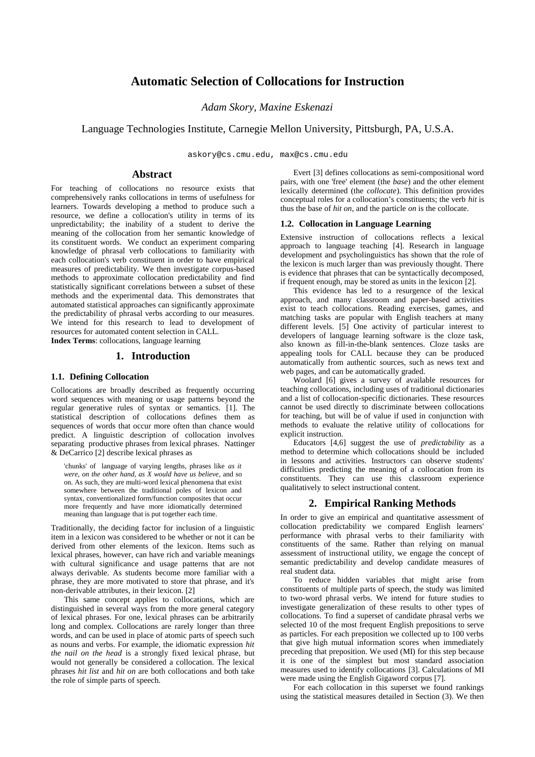# Automatic Selection of Collocations for Instruction

*Adam Skory, Maxine Eskenazi*

Language Technologies Institute, Carnegie Mellon University, Pittsburgh, PA, U.S.A.

askory@cs.cmu.edu, max@cs.cmu.edu

## Abstract

For teaching of collocations no resource exists that comprehensively ranks collocations in terms of usefulness for learners. Towards developing a method to produce such a resource, we define a collocation's utility in terms of its unpredictability; the inability of a student to derive the meaning of the collocation from her semantic knowledge of its constituent words. We conduct an experiment comparing knowledge of phrasal verb collocations to familiarity with each collocation's verb constituent in order to have empirical measures of predictability. We then investigate corpus-based methods to approximate collocation predictability and find statistically significant correlations between a subset of these methods and the experimental data. This demonstrates that automated statistical approaches can significantly approximate the predictability of phrasal verbs according to our measures. We intend for this research to lead to development of resources for automated content selection in CALL.

**Index Terms**: collocations, language learning

## 1. Introduction

### 1.1. Defining Collocation

Collocations are broadly described as frequently occurring word sequences with meaning or usage patterns beyond the regular generative rules of syntax or semantics. [1]. The statistical description of collocations defines them as sequences of words that occur more often than chance would predict. A linguistic description of collocation involves separating productive phrases from lexical phrases. Nattinger & DeCarrico [2] describe lexical phrases as

> 'chunks' of language of varying lengths, phrases like *as it were, on the other hand, as X would have us believe*, and so on. As such, they are multi-word lexical phenomena that exist somewhere between the traditional poles of lexicon and syntax, conventionalized form/function composites that occur more frequently and have more idiomatically determined meaning than language that is put together each time.

Traditionally, the deciding factor for inclusion of a linguistic item in a lexicon was considered to be whether or not it can be derived from other elements of the lexicon. Items such as lexical phrases, however, can have rich and variable meanings with cultural significance and usage patterns that are not always derivable. As students become more familiar with a phrase, they are more motivated to store that phrase, and it's non-derivable attributes, in their lexicon. [2]

This same concept applies to collocations, which are distinguished in several ways from the more general category of lexical phrases. For one, lexical phrases can be arbitrarily long and complex. Collocations are rarely longer than three words, and can be used in place of atomic parts of speech such as nouns and verbs. For example, the idiomatic expression *hit the nail on the head* is a strongly fixed lexical phrase, but would not generally be considered a collocation. The lexical phrases *hit list* and *hit on* are both collocations and both take the role of simple parts of speech.

Evert [3] defines collocations as semi-compositional word pairs, with one 'free' element (the *base*) and the other element lexically determined (the *collocate*). This definition provides conceptual roles for a collocation's constituents; the verb *hit* is thus the base of *hit on*, and the particle *on* is the collocate.

### 1.2. Collocation in Language Learning

Extensive instruction of collocations reflects a lexical approach to language teaching [4]. Research in language development and psycholinguistics has shown that the role of the lexicon is much larger than was previously thought. There is evidence that phrases that can be syntactically decomposed, if frequent enough, may be stored as units in the lexicon [2].

This evidence has led to a resurgence of the lexical approach, and many classroom and paper-based activities exist to teach collocations. Reading exercises, games, and matching tasks are popular with English teachers at many different levels. [5] One activity of particular interest to developers of language learning software is the cloze task, also known as fill-in-the-blank sentences. Cloze tasks are appealing tools for CALL because they can be produced automatically from authentic sources, such as news text and web pages, and can be automatically graded.

Woolard [6] gives a survey of available resources for teaching collocations, including uses of traditional dictionaries and a list of collocation-specific dictionaries. These resources cannot be used directly to discriminate between collocations for teaching, but will be of value if used in conjunction with methods to evaluate the relative utility of collocations for explicit instruction.

Educators [4,6] suggest the use of *predictability* as a method to determine which collocations should be included in lessons and activities. Instructors can observe students' difficulties predicting the meaning of a collocation from its constituents. They can use this classroom experience qualitatively to select instructional content.

## 2. Empirical Ranking Methods

In order to give an empirical and quantitative assessment of collocation predictability we compared English learners' performance with phrasal verbs to their familiarity with constituents of the same. Rather than relying on manual assessment of instructional utility, we engage the concept of semantic predictability and develop candidate measures of real student data.

To reduce hidden variables that might arise from constituents of multiple parts of speech, the study was limited to two-word phrasal verbs. We intend for future studies to investigate generalization of these results to other types of collocations. To find a superset of candidate phrasal verbs we selected 10 of the most frequent English prepositions to serve as particles. For each preposition we collected up to 100 verbs that give high mutual information scores when immediately preceding that preposition. We used (MI) for this step because it is one of the simplest but most standard association measures used to identify collocations [3]. Calculations of MI were made using the English Gigaword corpus [7].

For each collocation in this superset we found rankings using the statistical measures detailed in Section (3). We then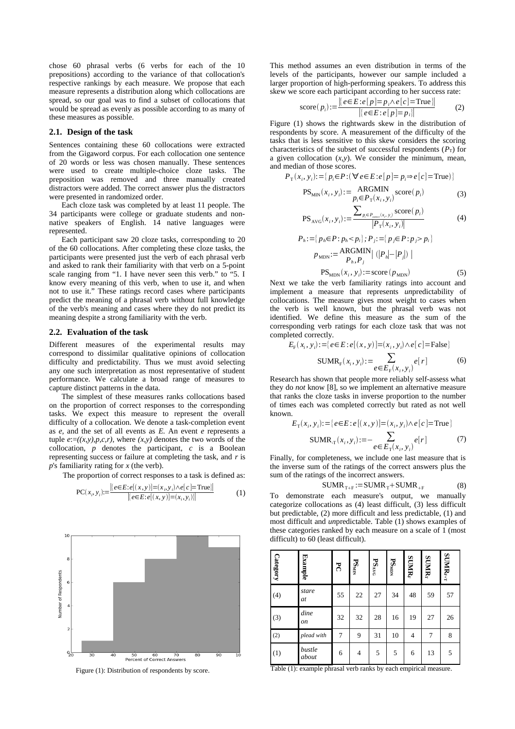chose 60 phrasal verbs (6 verbs for each of the 10 prepositions) according to the variance of that collocation's respective rankings by each measure. We propose that each measure represents a distribution along which collocations are spread, so our goal was to find a subset of collocations that would be spread as evenly as possible according to as many of these measures as possible.

## 2.1. Design of the task

Sentences containing these 60 collocations were extracted from the Gigaword corpus. For each collocation one sentence of 20 words or less was chosen manually. These sentences were used to create multiple-choice cloze tasks. The preposition was removed and three manually created distractors were added. The correct answer plus the distractors were presented in randomized order.

Each cloze task was completed by at least 11 people. The 34 participants were college or graduate students and non-native speakers of English. 14 native languages were represented.

Each participant saw 20 cloze tasks, corresponding to 20 of the 60 collocations. After completing these cloze tasks, the participants were presented just the verb of each phrasal verb and asked to rank their familiarity with that verb on a 5-point scale ranging from "1. I have never seen this verb." to "5. I know every meaning of this verb, when to use it, and when not to use it." These ratings record cases where participants predict the meaning of a phrasal verb without full knowledge of the verb's meaning and cases where they do not predict its meaning despite a strong familiarity with the verb.

## 2.2. Evaluation of the task

Different measures of the experimental results may correspond to dissimilar qualitative opinions of collocation difficulty and predictability. Thus we must avoid selecting any one such interpretation as most representative of student performance. We calculate a broad range of measures to capture distinct patterns in the data.

The simplest of these measures ranks collocations based on the proportion of correct responses to the corresponding tasks. We expect this measure to represent the overall difficulty of a collocation. We denote a task-completion event as $e$, and the set of all events as $E$. An event $e$ represents a tuple $e:=((x,y),p,c,r)$, where $(x,y)$ denotes the two words of the collocation, $p$ denotes the participant, $c$ is a Boolean representing success or failure at completing the task, and $r$ is $p$'s familiarity rating for $x$ (the verb).

The proportion of correct responses to a task is defined as:

$$\mathrm{PC}(x_i, y_i) := \frac{|\{e \in E : e[(x,y)]=(x_i,y_i) \wedge e[c]=\mathrm{True}\}|}{|\{e \in E : e[(x,y)]=(x_i,y_i)\}|} \quad (1)$$

Figure (1): Distribution of respondents by score.

This method assumes an even distribution in terms of the levels of the participants, however our sample included a larger proportion of high-performing speakers. To address this skew we score each participant according to her success rate:

$$\mathrm{score}(p_i) := \frac{|\{e \in E : e[p]=p_i \wedge e[c]=\mathrm{True}\}|}{|\{e \in E : e[p]=p_i\}|} \quad (2)$$

Figure (1) shows the rightwards skew in the distribution of respondents by score. A measurement of the difficulty of the tasks that is less sensitive to this skew considers the scoring characteristics of the subset of successful respondents ($P_{\mathrm{T}}$) for a given collocation $(x,y)$. We consider the minimum, mean, and median of those scores.

$$P_{\mathrm{T}}(x_i, y_i) := \{p_i \in P : (\forall e \in E : e[p]=p_i \Rightarrow e[c]=\mathrm{True})\}$$

$$\mathrm{PS}_{\mathrm{MIN}}(x_i, y_i) := \underset{p_i \in P_{\mathrm{T}}(x_i, y_i)}{\mathrm{ARGMIN}}\ \mathrm{score}(p_i) \quad (3)$$

$$\mathrm{PS}_{\mathrm{AVG}}(x_i, y_i) := \frac{\sum_{p_i \in P_{correct}(x_i, y_i)} \mathrm{score}(p_i)}{|P_{\mathrm{T}}(x_i, y_i)|} \quad (4)$$

$$P_h := \{p_h \in P : p_h < p_i\};\ P_j := \{p_j \in P : p_j > p_i\}$$

$$p_{\mathrm{MDN}} := \underset{P_h, P_j}{\mathrm{ARGMIN}} |(|P_h| - |P_j|)|$$

$$\mathrm{PS}_{\mathrm{MDN}}(x_i, y_i) := \mathrm{score}(p_{\mathrm{MDN}}) \quad (5)$$

Next we take the verb familiarity ratings into account and implement a measure that represents *un*predictability of collocations. The measure gives most weight to cases when the verb is well known, but the phrasal verb was not identified. We define this measure as the sum of the corresponding verb ratings for each cloze task that was not completed correctly.

$$E_{\mathrm{F}}(x_i, y_i) := \{e \in E : e[(x,y)]=(x_i,y_i) \wedge e[c]=\mathrm{False}\}$$

$$\mathrm{SUMR}_{\mathrm{F}}(x_i, y_i) := \sum_{e \in E_{\mathrm{F}}(x_i, y_i)} e[r] \quad (6)$$

Research has shown that people more reliably self-assess what they do *not* know [8], so we implement an alternative measure that ranks the cloze tasks in inverse proportion to the number of times each was completed correctly but rated as not well known.

$$E_{\mathrm{T}}(x_i, y_i) := \{e \in E : e[(x,y)]=(x_i,y_i) \wedge e[c]=\mathrm{True}\}$$

$$\mathrm{SUMR}_{\mathrm{-T}}(x_i, y_i) := -\sum_{e \in E_{\mathrm{T}}(x_i, y_i)} e[r] \quad (7)$$

Finally, for completeness, we include one last measure that is the inverse sum of the ratings of the correct answers plus the sum of the ratings of the incorrect answers.

$$\mathrm{SUMR}_{\mathrm{T+F}} := \mathrm{SUMR}_{\mathrm{-T}} + \mathrm{SUMR}_{\mathrm{+F}} \quad (8)$$

To demonstrate each measure's output, we manually categorize collocations as (4) least difficult, (3) less difficult but predictable, (2) more difficult and less predictable, (1) and most difficult and *un*predictable. Table (1) shows examples of these categories ranked by each measure on a scale of 1 (most difficult) to 60 (least difficult).

| Category | Example | PC | $\mathrm{PS}_{\mathrm{MIN}}$ | $\mathrm{PS}_{\mathrm{AVG}}$ | $\mathrm{PS}_{\mathrm{MDN}}$ | $\mathrm{SUMR}_{\mathrm{F}}$ | $\mathrm{SUMR}_{\mathrm{T}}$ | $\mathrm{SUMR}_{\mathrm{F+T}}$ |
|---|---|---|---|---|---|---|---|---|
| (4) | *stare at* | 55 | 22 | 27 | 34 | 48 | 59 | 57 |
| (3) | *dine on* | 32 | 32 | 28 | 16 | 19 | 27 | 26 |
| (2) | *plead with* | 7 | 9 | 31 | 10 | 4 | 7 | 8 |
| (1) | *bustle about* | 6 | 4 | 5 | 5 | 6 | 13 | 5 |

Table (1): example phrasal verb ranks by each empirical measure.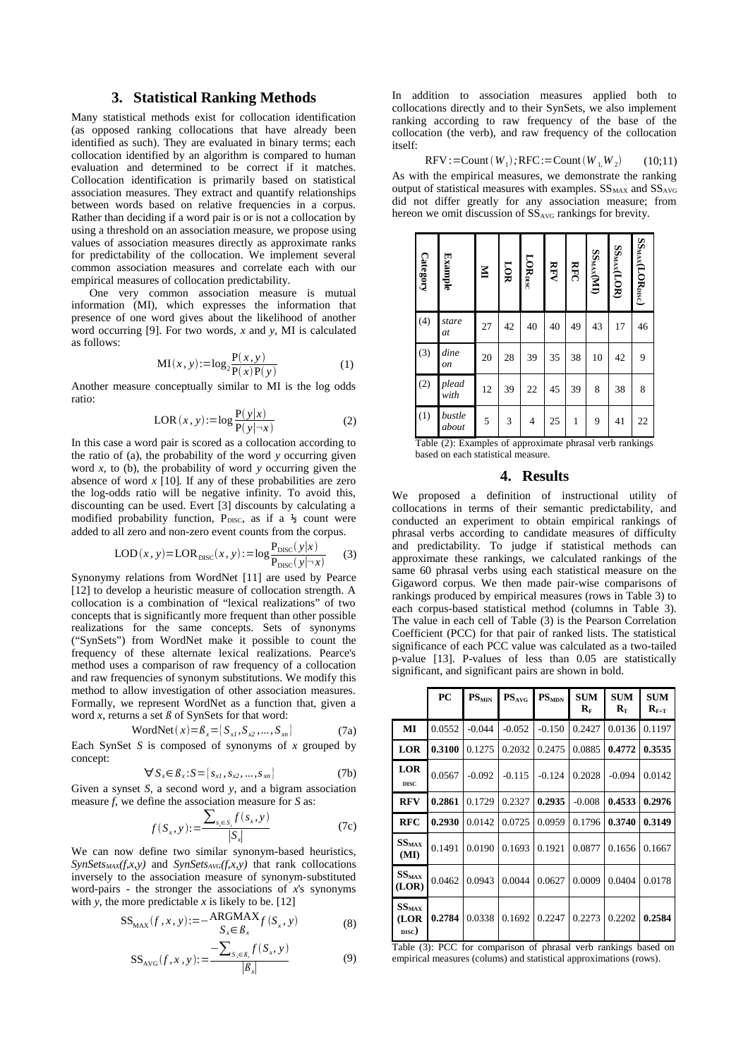## 3. Statistical Ranking Methods

Many statistical methods exist for collocation identification (as opposed ranking collocations that have already been identified as such). They are evaluated in binary terms; each collocation identified by an algorithm is compared to human evaluation and determined to be correct if it matches. Collocation identification is primarily based on statistical association measures. They extract and quantify relationships between words based on relative frequencies in a corpus. Rather than deciding if a word pair is or is not a collocation by using a threshold on an association measure, we propose using values of association measures directly as approximate ranks for predictability of the collocation. We implement several common association measures and correlate each with our empirical measures of collocation predictability.

One very common association measure is mutual information (MI), which expresses the information that presence of one word gives about the likelihood of another word occurring [9]. For two words, *x* and *y*, MI is calculated as follows:

$$\mathrm{MI}(x,y) := \log_2 \frac{\mathrm{P}(x,y)}{\mathrm{P}(x)\,\mathrm{P}(y)} \tag{1}$$

Another measure conceptually similar to MI is the log odds ratio:

$$\mathrm{LOR}(x,y) := \log \frac{\mathrm{P}(y|x)}{\mathrm{P}(y|\neg x)} \tag{2}$$

In this case a word pair is scored as a collocation according to the ratio of (a), the probability of the word *y* occurring given word *x*, to (b), the probability of word *y* occurring given the absence of word *x* [10]. If any of these probabilities are zero the log-odds ratio will be negative infinity. To avoid this, discounting can be used. Evert [3] discounts by calculating a modified probability function, $\mathrm{P}_{\mathrm{DISC}}$, as if a ½ count were added to all zero and non-zero event counts from the corpus.

$$\mathrm{LOD}(x,y) = \mathrm{LOR}_{\mathrm{DISC}}(x,y) := \log \frac{\mathrm{P}_{\mathrm{DISC}}(y|x)}{\mathrm{P}_{\mathrm{DISC}}(y|\neg x)} \tag{3}$$

Synonymy relations from WordNet [11] are used by Pearce [12] to develop a heuristic measure of collocation strength. A collocation is a combination of "lexical realizations" of two concepts that is significantly more frequent than other possible realizations for the same concepts. Sets of synonyms ("SynSets") from WordNet make it possible to count the frequency of these alternate lexical realizations. Pearce's method uses a comparison of raw frequency of a collocation and raw frequencies of synonym substitutions. We modify this method to allow investigation of other association measures. Formally, we represent WordNet as a function that, given a word *x*, returns a set *ß* of SynSets for that word:

$$\mathrm{WordNet}(x) = ß_x = \{S_{x1}, S_{x2}, \ldots, S_{xn}\} \tag{7a}$$

Each SynSet *S* is composed of synonyms of *x* grouped by concept:

$$\forall S_x \in ß_x : S = \{s_{x1}, s_{x2}, \ldots, s_{xn}\} \tag{7b}$$

Given a synset *S*, a second word *y*, and a bigram association measure *f*, we define the association measure for *S* as:

$$f(S_x, y) := \frac{\sum_{s_x \in S_x} f(s_x, y)}{|S_x|} \tag{7c}$$

We can now define two similar synonym-based heuristics, $SynSets_{MAX}(f,x,y)$ and $SynSets_{AVG}(f,x,y)$ that rank collocations inversely to the association measure of synonym-substituted word-pairs - the stronger the associations of *x*'s synonyms with *y*, the more predictable *x* is likely to be. [12]

$$\mathrm{SS}_{\mathrm{MAX}}(f,x,y) := -\underset{S_x \in ß_x}{\mathrm{ARGMAX}}\, f(S_x, y) \tag{8}$$

$$\mathrm{SS}_{\mathrm{AVG}}(f,x,y) := \frac{-\sum_{S_x \in ß_x} f(S_x, y)}{|ß_x|} \tag{9}$$

In addition to association measures applied both to collocations directly and to their SynSets, we also implement ranking according to raw frequency of the base of the collocation (the verb), and raw frequency of the collocation itself:

$$\mathrm{RFV} := \mathrm{Count}(W_1);\ \mathrm{RFC} := \mathrm{Count}(W_1, W_2) \tag{10;11}$$

As with the empirical measures, we demonstrate the ranking output of statistical measures with examples. $\mathrm{SS}_{\mathrm{MAX}}$ and $\mathrm{SS}_{\mathrm{AVG}}$ did not differ greatly for any association measure; from hereon we omit discussion of $\mathrm{SS}_{\mathrm{AVG}}$ rankings for brevity.

| Category | Example | MI | LOR | $\mathrm{LOR}_{\mathrm{DISC}}$ | RFV | RFC | $\mathrm{SS}_{\mathrm{MAX}}$(MI) | $\mathrm{SS}_{\mathrm{MAX}}$(LOR) | $\mathrm{SS}_{\mathrm{MAX}}$($\mathrm{LOR}_{\mathrm{DISC}}$) |
|---|---|---|---|---|---|---|---|---|---|
| (4) | *stare at* | 27 | 42 | 40 | 40 | 49 | 43 | 17 | 46 |
| (3) | *dine on* | 20 | 28 | 39 | 35 | 38 | 10 | 42 | 9 |
| (2) | *plead with* | 12 | 39 | 22 | 45 | 39 | 8 | 38 | 8 |
| (1) | *bustle about* | 5 | 3 | 4 | 25 | 1 | 9 | 41 | 22 |

Table (2): Examples of approximate phrasal verb rankings based on each statistical measure.

## 4. Results

We proposed a definition of instructional utility of collocations in terms of their semantic predictability, and conducted an experiment to obtain empirical rankings of phrasal verbs according to candidate measures of difficulty and predictability. To judge if statistical methods can approximate these rankings, we calculated rankings of the same 60 phrasal verbs using each statistical measure on the Gigaword corpus. We then made pair-wise comparisons of rankings produced by empirical measures (rows in Table 3) to each corpus-based statistical method (columns in Table 3). The value in each cell of Table (3) is the Pearson Correlation Coefficient (PCC) for that pair of ranked lists. The statistical significance of each PCC value was calculated as a two-tailed p-value [13]. P-values of less than 0.05 are statistically significant, and significant pairs are shown in bold.

| | PC | $\mathrm{PS}_{\mathrm{MIN}}$ | $\mathrm{PS}_{\mathrm{AVG}}$ | $\mathrm{PS}_{\mathrm{MDN}}$ | SUM $\mathrm{R}_{\mathrm{F}}$ | SUM $\mathrm{R}_{\mathrm{T}}$ | SUM $\mathrm{R}_{\mathrm{F+T}}$ |
|---|---|---|---|---|---|---|---|
| **MI** | 0.0552 | -0.044 | -0.052 | -0.150 | 0.2427 | 0.0136 | 0.1197 |
| **LOR** | **0.3100** | 0.1275 | 0.2032 | 0.2475 | 0.0885 | **0.4772** | **0.3535** |
| **$\mathrm{LOR}_{\mathrm{DISC}}$** | 0.0567 | -0.092 | -0.115 | -0.124 | 0.2028 | -0.094 | 0.0142 |
| **RFV** | **0.2861** | 0.1729 | 0.2327 | **0.2935** | -0.008 | **0.4533** | **0.2976** |
| **RFC** | **0.2930** | 0.0142 | 0.0725 | 0.0959 | 0.1796 | **0.3740** | **0.3149** |
| **$\mathrm{SS}_{\mathrm{MAX}}$ (MI)** | 0.1491 | 0.0190 | 0.1693 | 0.1921 | 0.0877 | 0.1656 | 0.1667 |
| **$\mathrm{SS}_{\mathrm{MAX}}$ (LOR)** | 0.0462 | 0.0943 | 0.0044 | 0.0627 | 0.0009 | 0.0404 | 0.0178 |
| **$\mathrm{SS}_{\mathrm{MAX}}$ ($\mathrm{LOR}_{\mathrm{DISC}}$)** | **0.2784** | 0.0338 | 0.1692 | 0.2247 | 0.2273 | 0.2202 | **0.2584** |

Table (3): PCC for comparison of phrasal verb rankings based on empirical measures (colums) and statistical approximations (rows).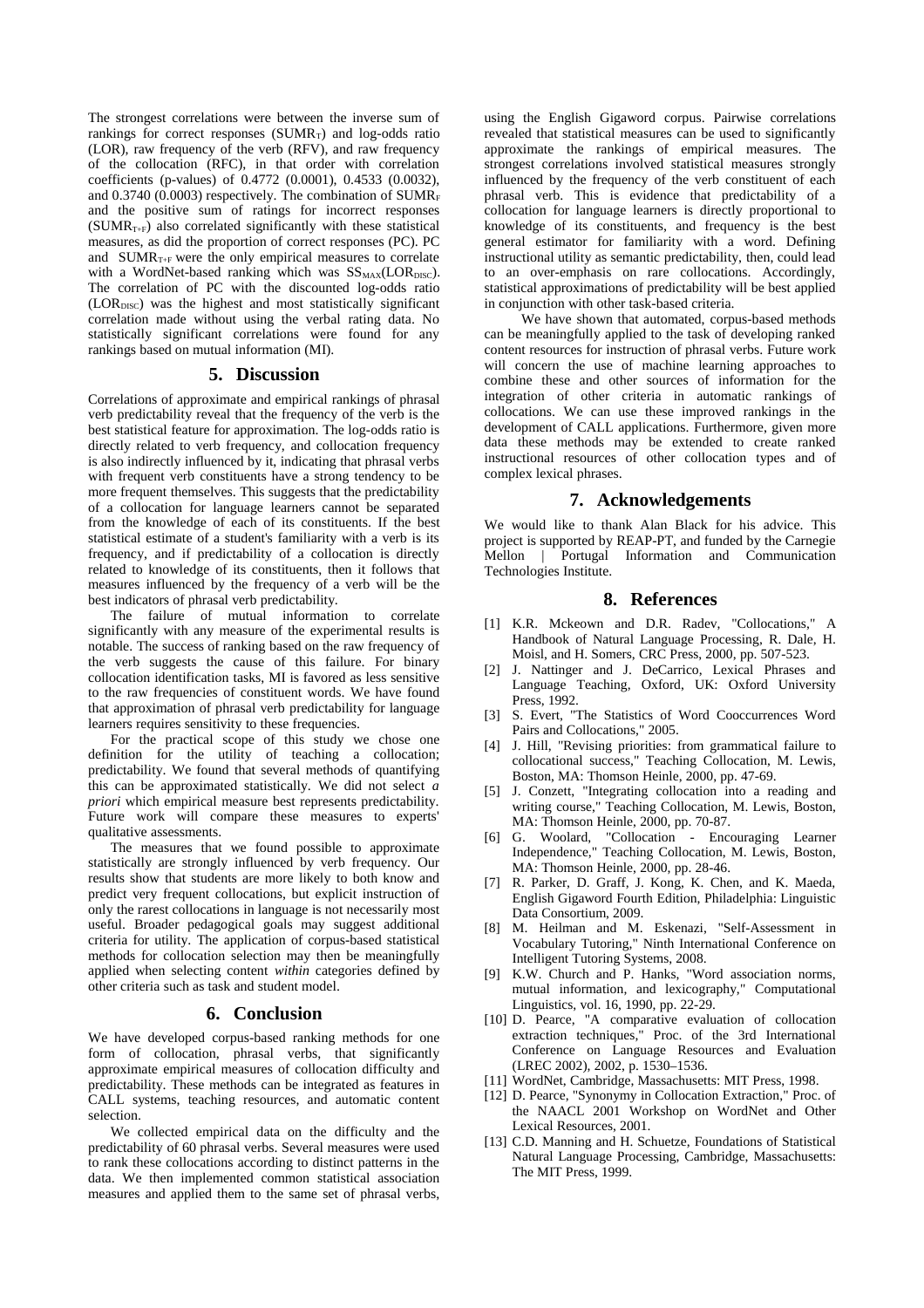The strongest correlations were between the inverse sum of rankings for correct responses ($SUMR_T$) and log-odds ratio (LOR), raw frequency of the verb (RFV), and raw frequency of the collocation (RFC), in that order with correlation coefficients (p-values) of 0.4772 (0.0001), 0.4533 (0.0032), and 0.3740 (0.0003) respectively. The combination of $SUMR_F$ and the positive sum of ratings for incorrect responses ($SUMR_{T+F}$) also correlated significantly with these statistical measures, as did the proportion of correct responses (PC). PC and $SUMR_{T+F}$ were the only empirical measures to correlate with a WordNet-based ranking which was $SS_{MAX}(LOR_{DISC})$. The correlation of PC with the discounted log-odds ratio ($LOR_{DISC}$) was the highest and most statistically significant correlation made without using the verbal rating data. No statistically significant correlations were found for any rankings based on mutual information (MI).

## 5. Discussion

Correlations of approximate and empirical rankings of phrasal verb predictability reveal that the frequency of the verb is the best statistical feature for approximation. The log-odds ratio is directly related to verb frequency, and collocation frequency is also indirectly influenced by it, indicating that phrasal verbs with frequent verb constituents have a strong tendency to be more frequent themselves. This suggests that the predictability of a collocation for language learners cannot be separated from the knowledge of each of its constituents. If the best statistical estimate of a student's familiarity with a verb is its frequency, and if predictability of a collocation is directly related to knowledge of its constituents, then it follows that measures influenced by the frequency of a verb will be the best indicators of phrasal verb predictability.

The failure of mutual information to correlate significantly with any measure of the experimental results is notable. The success of ranking based on the raw frequency of the verb suggests the cause of this failure. For binary collocation identification tasks, MI is favored as less sensitive to the raw frequencies of constituent words. We have found that approximation of phrasal verb predictability for language learners requires sensitivity to these frequencies.

For the practical scope of this study we chose one definition for the utility of teaching a collocation; predictability. We found that several methods of quantifying this can be approximated statistically. We did not select *a priori* which empirical measure best represents predictability. Future work will compare these measures to experts' qualitative assessments.

The measures that we found possible to approximate statistically are strongly influenced by verb frequency. Our results show that students are more likely to both know and predict very frequent collocations, but explicit instruction of only the rarest collocations in language is not necessarily most useful. Broader pedagogical goals may suggest additional criteria for utility. The application of corpus-based statistical methods for collocation selection may then be meaningfully applied when selecting content *within* categories defined by other criteria such as task and student model.

## 6. Conclusion

We have developed corpus-based ranking methods for one form of collocation, phrasal verbs, that significantly approximate empirical measures of collocation difficulty and predictability. These methods can be integrated as features in CALL systems, teaching resources, and automatic content selection.

We collected empirical data on the difficulty and the predictability of 60 phrasal verbs. Several measures were used to rank these collocations according to distinct patterns in the data. We then implemented common statistical association measures and applied them to the same set of phrasal verbs, using the English Gigaword corpus. Pairwise correlations revealed that statistical measures can be used to significantly approximate the rankings of empirical measures. The strongest correlations involved statistical measures strongly influenced by the frequency of the verb constituent of each phrasal verb. This is evidence that predictability of a collocation for language learners is directly proportional to knowledge of its constituents, and frequency is the best general estimator for familiarity with a word. Defining instructional utility as semantic predictability, then, could lead to an over-emphasis on rare collocations. Accordingly, statistical approximations of predictability will be best applied in conjunction with other task-based criteria.

We have shown that automated, corpus-based methods can be meaningfully applied to the task of developing ranked content resources for instruction of phrasal verbs. Future work will concern the use of machine learning approaches to combine these and other sources of information for the integration of other criteria in automatic rankings of collocations. We can use these improved rankings in the development of CALL applications. Furthermore, given more data these methods may be extended to create ranked instructional resources of other collocation types and of complex lexical phrases.

## 7. Acknowledgements

We would like to thank Alan Black for his advice. This project is supported by REAP-PT, and funded by the Carnegie Mellon | Portugal Information and Communication Technologies Institute.

## 8. References

[1] K.R. Mckeown and D.R. Radev, "Collocations," A Handbook of Natural Language Processing, R. Dale, H. Moisl, and H. Somers, CRC Press, 2000, pp. 507-523.

[2] J. Nattinger and J. DeCarrico, Lexical Phrases and Language Teaching, Oxford, UK: Oxford University Press, 1992.

[3] S. Evert, "The Statistics of Word Cooccurrences Word Pairs and Collocations," 2005.

[4] J. Hill, "Revising priorities: from grammatical failure to collocational success," Teaching Collocation, M. Lewis, Boston, MA: Thomson Heinle, 2000, pp. 47-69.

[5] J. Conzett, "Integrating collocation into a reading and writing course," Teaching Collocation, M. Lewis, Boston, MA: Thomson Heinle, 2000, pp. 70-87.

[6] G. Woolard, "Collocation - Encouraging Learner Independence," Teaching Collocation, M. Lewis, Boston, MA: Thomson Heinle, 2000, pp. 28-46.

[7] R. Parker, D. Graff, J. Kong, K. Chen, and K. Maeda, English Gigaword Fourth Edition, Philadelphia: Linguistic Data Consortium, 2009.

[8] M. Heilman and M. Eskenazi, "Self-Assessment in Vocabulary Tutoring," Ninth International Conference on Intelligent Tutoring Systems, 2008.

[9] K.W. Church and P. Hanks, "Word association norms, mutual information, and lexicography," Computational Linguistics, vol. 16, 1990, pp. 22-29.

[10] D. Pearce, "A comparative evaluation of collocation extraction techniques," Proc. of the 3rd International Conference on Language Resources and Evaluation (LREC 2002), 2002, p. 1530–1536.

[11] WordNet, Cambridge, Massachusetts: MIT Press, 1998.

[12] D. Pearce, "Synonymy in Collocation Extraction," Proc. of the NAACL 2001 Workshop on WordNet and Other Lexical Resources, 2001.

[13] C.D. Manning and H. Schuetze, Foundations of Statistical Natural Language Processing, Cambridge, Massachusetts: The MIT Press, 1999.